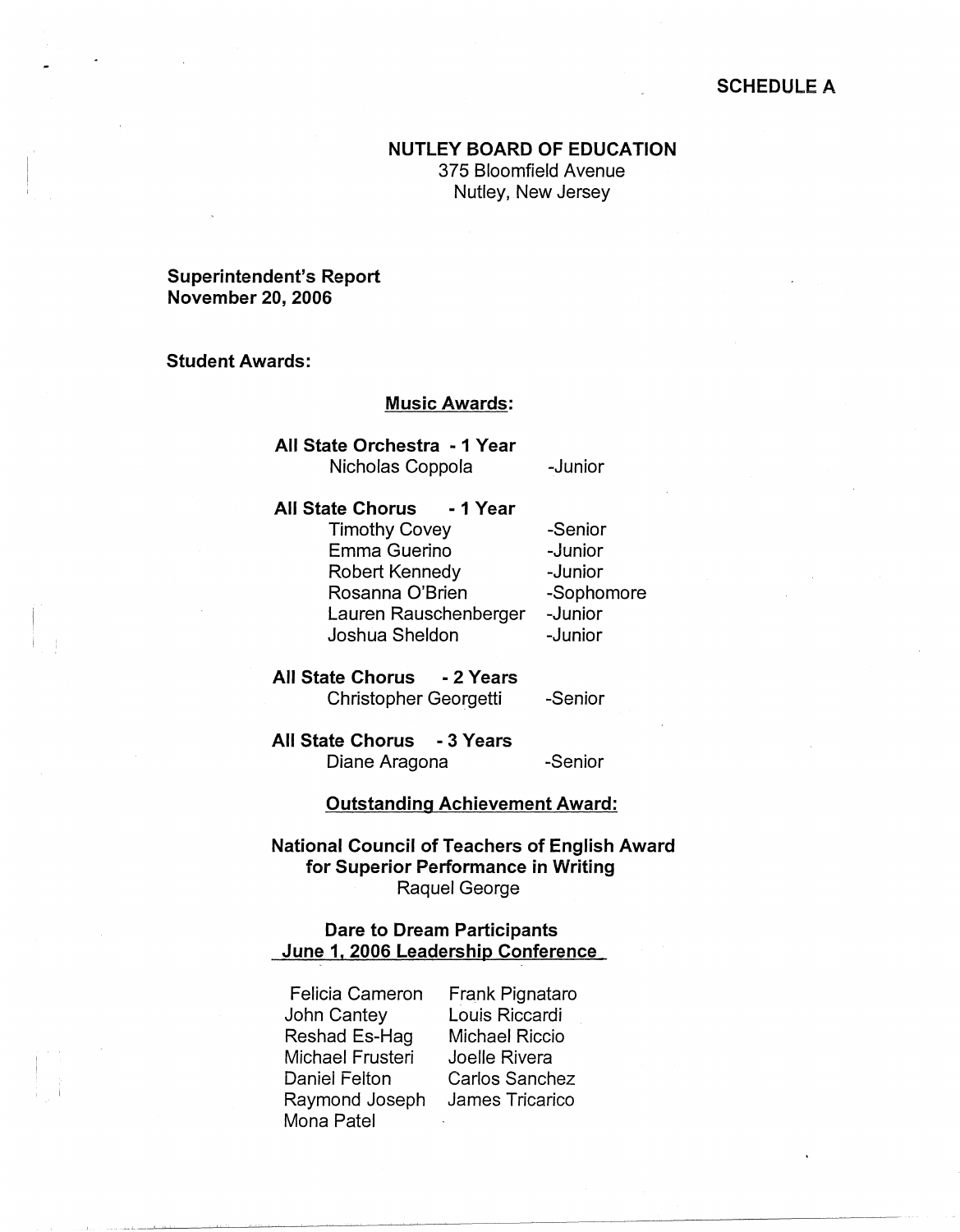SCHEDULE A

**NUTLEY BOARD OF EDUCATION**
375 Bloomfield Avenue
Nutley, New Jersey

**Superintendent's Report**
**November 20, 2006**

**Student Awards:**

## Music Awards:

**All State Orchestra - 1 Year**

| Name | Grade |
|---|---|
| Nicholas Coppola | -Junior |

**All State Chorus - 1 Year**

| Name | Grade |
|---|---|
| Timothy Covey | -Senior |
| Emma Guerino | -Junior |
| Robert Kennedy | -Junior |
| Rosanna O'Brien | -Sophomore |
| Lauren Rauschenberger | -Junior |
| Joshua Sheldon | -Junior |

**All State Chorus - 2 Years**

| Name | Grade |
|---|---|
| Christopher Georgetti | -Senior |

**All State Chorus - 3 Years**

| Name | Grade |
|---|---|
| Diane Aragona | -Senior |

## Outstanding Achievement Award:

**National Council of Teachers of English Award for Superior Performance in Writing**
Raquel George

**Dare to Dream Participants**
**June 1, 2006 Leadership Conference**

Felicia Cameron
John Cantey
Reshad Es-Hag
Michael Frusteri
Daniel Felton
Raymond Joseph
Mona Patel
Frank Pignataro
Louis Riccardi
Michael Riccio
Joelle Rivera
Carlos Sanchez
James Tricarico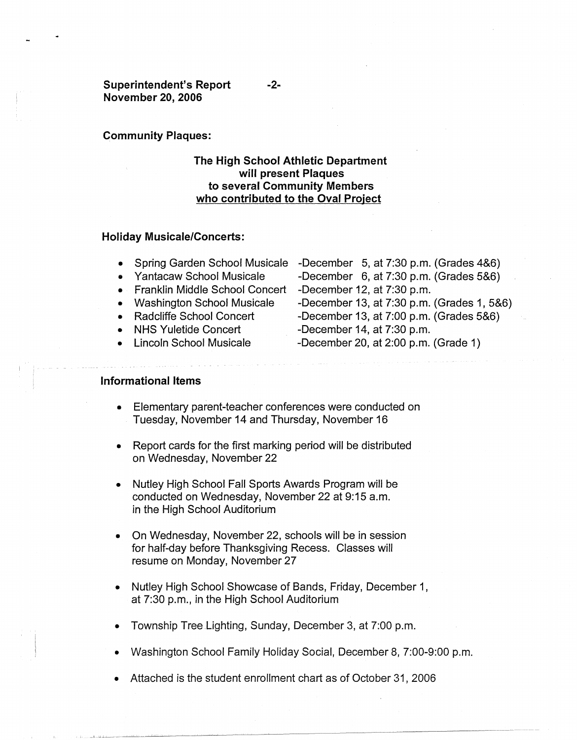## Community Plaques:

**The High School Athletic Department will present Plaques to several Community Members <u>who contributed to the Oval Project</u>**

## Holiday Musicale/Concerts:

- Spring Garden School Musicale -December 5, at 7:30 p.m. (Grades 4&6)
- Yantacaw School Musicale -December 6, at 7:30 p.m. (Grades 5&6)
- Franklin Middle School Concert -December 12, at 7:30 p.m.
- Washington School Musicale -December 13, at 7:30 p.m. (Grades 1, 5&6)
- Radcliffe School Concert -December 13, at 7:00 p.m. (Grades 5&6)
- NHS Yuletide Concert -December 14, at 7:30 p.m.
- Lincoln School Musicale -December 20, at 2:00 p.m. (Grade 1)

## Informational Items

- Elementary parent-teacher conferences were conducted on Tuesday, November 14 and Thursday, November 16
- Report cards for the first marking period will be distributed on Wednesday, November 22
- Nutley High School Fall Sports Awards Program will be conducted on Wednesday, November 22 at 9:15 a.m. in the High School Auditorium
- On Wednesday, November 22, schools will be in session for half-day before Thanksgiving Recess. Classes will resume on Monday, November 27
- Nutley High School Showcase of Bands, Friday, December 1, at 7:30 p.m., in the High School Auditorium
- Township Tree Lighting, Sunday, December 3, at 7:00 p.m.
- Washington School Family Holiday Social, December 8, 7:00-9:00 p.m.
- Attached is the student enrollment chart as of October 31, 2006